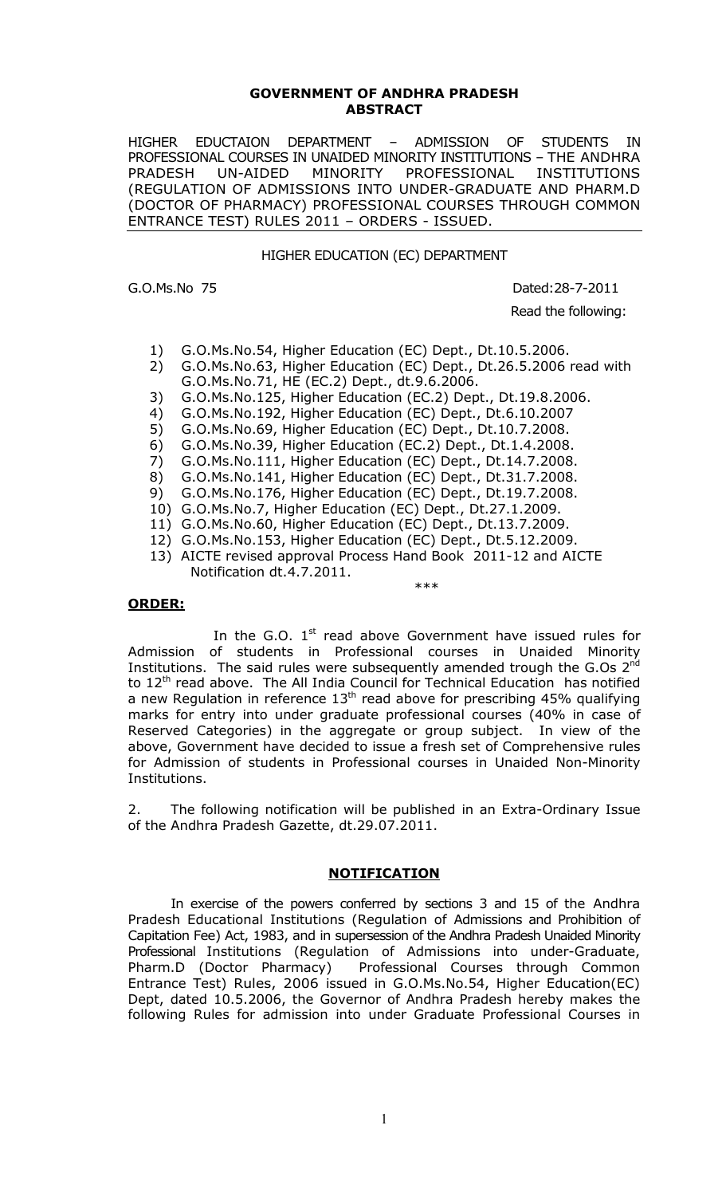**GOVERNMENT OF ANDHRA PRADESH**
**ABSTRACT**

HIGHER EDUCTAION DEPARTMENT – ADMISSION OF STUDENTS IN PROFESSIONAL COURSES IN UNAIDED MINORITY INSTITUTIONS – THE ANDHRA PRADESH UN-AIDED MINORITY PROFESSIONAL INSTITUTIONS (REGULATION OF ADMISSIONS INTO UNDER-GRADUATE AND PHARM.D (DOCTOR OF PHARMACY) PROFESSIONAL COURSES THROUGH COMMON ENTRANCE TEST) RULES 2011 – ORDERS - ISSUED.

HIGHER EDUCATION (EC) DEPARTMENT

G.O.Ms.No 75 Dated:28-7-2011

Read the following:

1) G.O.Ms.No.54, Higher Education (EC) Dept., Dt.10.5.2006.
2) G.O.Ms.No.63, Higher Education (EC) Dept., Dt.26.5.2006 read with G.O.Ms.No.71, HE (EC.2) Dept., dt.9.6.2006.
3) G.O.Ms.No.125, Higher Education (EC.2) Dept., Dt.19.8.2006.
4) G.O.Ms.No.192, Higher Education (EC) Dept., Dt.6.10.2007
5) G.O.Ms.No.69, Higher Education (EC) Dept., Dt.10.7.2008.
6) G.O.Ms.No.39, Higher Education (EC.2) Dept., Dt.1.4.2008.
7) G.O.Ms.No.111, Higher Education (EC) Dept., Dt.14.7.2008.
8) G.O.Ms.No.141, Higher Education (EC) Dept., Dt.31.7.2008.
9) G.O.Ms.No.176, Higher Education (EC) Dept., Dt.19.7.2008.
10) G.O.Ms.No.7, Higher Education (EC) Dept., Dt.27.1.2009.
11) G.O.Ms.No.60, Higher Education (EC) Dept., Dt.13.7.2009.
12) G.O.Ms.No.153, Higher Education (EC) Dept., Dt.5.12.2009.
13) AICTE revised approval Process Hand Book 2011-12 and AICTE Notification dt.4.7.2011.

\*\*\*

**ORDER:**

In the G.O. 1st read above Government have issued rules for Admission of students in Professional courses in Unaided Minority Institutions. The said rules were subsequently amended trough the G.Os 2nd to 12th read above. The All India Council for Technical Education has notified a new Regulation in reference 13th read above for prescribing 45% qualifying marks for entry into under graduate professional courses (40% in case of Reserved Categories) in the aggregate or group subject. In view of the above, Government have decided to issue a fresh set of Comprehensive rules for Admission of students in Professional courses in Unaided Non-Minority Institutions.

2. The following notification will be published in an Extra-Ordinary Issue of the Andhra Pradesh Gazette, dt.29.07.2011.

**NOTIFICATION**

In exercise of the powers conferred by sections 3 and 15 of the Andhra Pradesh Educational Institutions (Regulation of Admissions and Prohibition of Capitation Fee) Act, 1983, and in supersession of the Andhra Pradesh Unaided Minority Professional Institutions (Regulation of Admissions into under-Graduate, Pharm.D (Doctor Pharmacy) Professional Courses through Common Entrance Test) Rules, 2006 issued in G.O.Ms.No.54, Higher Education(EC) Dept, dated 10.5.2006, the Governor of Andhra Pradesh hereby makes the following Rules for admission into under Graduate Professional Courses in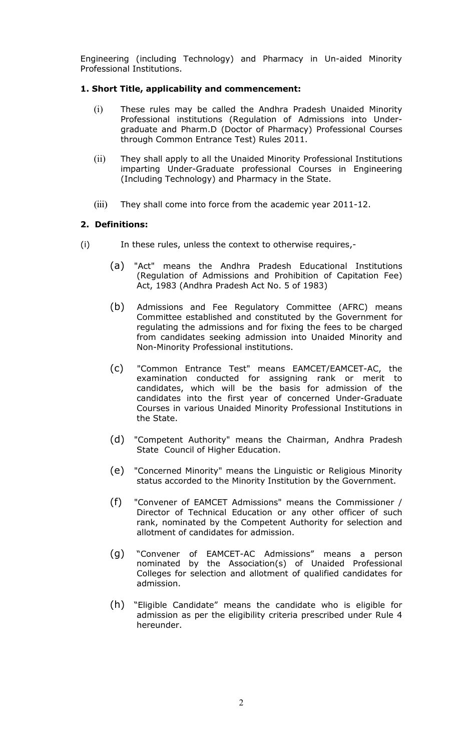Engineering (including Technology) and Pharmacy in Un-aided Minority Professional Institutions.

**1. Short Title, applicability and commencement:**

(i) These rules may be called the Andhra Pradesh Unaided Minority Professional institutions (Regulation of Admissions into Under-graduate and Pharm.D (Doctor of Pharmacy) Professional Courses through Common Entrance Test) Rules 2011.

(ii) They shall apply to all the Unaided Minority Professional Institutions imparting Under-Graduate professional Courses in Engineering (Including Technology) and Pharmacy in the State.

(iii) They shall come into force from the academic year 2011-12.

**2. Definitions:**

(i) In these rules, unless the context to otherwise requires,-

(a) "Act" means the Andhra Pradesh Educational Institutions (Regulation of Admissions and Prohibition of Capitation Fee) Act, 1983 (Andhra Pradesh Act No. 5 of 1983)

(b) Admissions and Fee Regulatory Committee (AFRC) means Committee established and constituted by the Government for regulating the admissions and for fixing the fees to be charged from candidates seeking admission into Unaided Minority and Non-Minority Professional institutions.

(c) "Common Entrance Test" means EAMCET/EAMCET-AC, the examination conducted for assigning rank or merit to candidates, which will be the basis for admission of the candidates into the first year of concerned Under-Graduate Courses in various Unaided Minority Professional Institutions in the State.

(d) "Competent Authority" means the Chairman, Andhra Pradesh State Council of Higher Education.

(e) "Concerned Minority" means the Linguistic or Religious Minority status accorded to the Minority Institution by the Government.

(f) "Convener of EAMCET Admissions" means the Commissioner / Director of Technical Education or any other officer of such rank, nominated by the Competent Authority for selection and allotment of candidates for admission.

(g) "Convener of EAMCET-AC Admissions" means a person nominated by the Association(s) of Unaided Professional Colleges for selection and allotment of qualified candidates for admission.

(h) "Eligible Candidate" means the candidate who is eligible for admission as per the eligibility criteria prescribed under Rule 4 hereunder.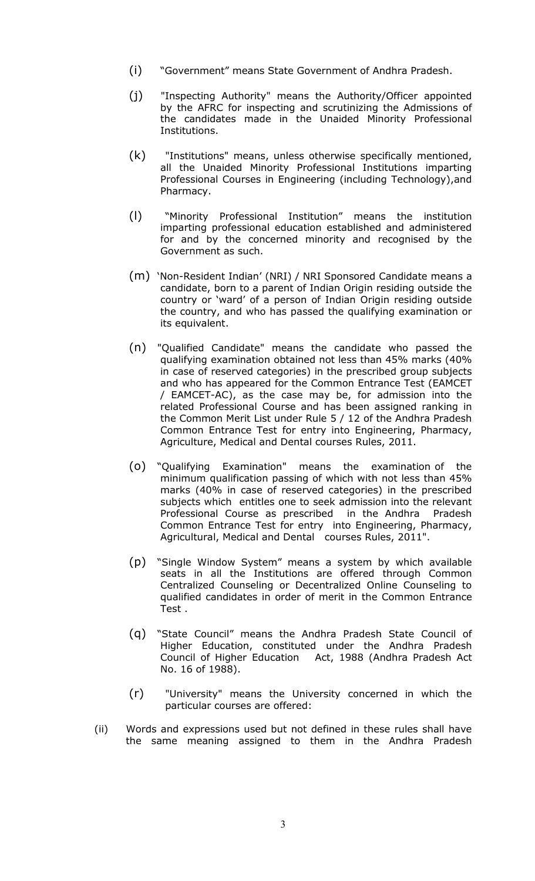(i) "Government" means State Government of Andhra Pradesh.

(j) "Inspecting Authority" means the Authority/Officer appointed by the AFRC for inspecting and scrutinizing the Admissions of the candidates made in the Unaided Minority Professional Institutions.

(k) "Institutions" means, unless otherwise specifically mentioned, all the Unaided Minority Professional Institutions imparting Professional Courses in Engineering (including Technology),and Pharmacy.

(l) "Minority Professional Institution" means the institution imparting professional education established and administered for and by the concerned minority and recognised by the Government as such.

(m) 'Non-Resident Indian' (NRI) / NRI Sponsored Candidate means a candidate, born to a parent of Indian Origin residing outside the country or 'ward' of a person of Indian Origin residing outside the country, and who has passed the qualifying examination or its equivalent.

(n) "Qualified Candidate" means the candidate who passed the qualifying examination obtained not less than 45% marks (40% in case of reserved categories) in the prescribed group subjects and who has appeared for the Common Entrance Test (EAMCET / EAMCET-AC), as the case may be, for admission into the related Professional Course and has been assigned ranking in the Common Merit List under Rule 5 / 12 of the Andhra Pradesh Common Entrance Test for entry into Engineering, Pharmacy, Agriculture, Medical and Dental courses Rules, 2011.

(o) "Qualifying Examination" means the examination of the minimum qualification passing of which with not less than 45% marks (40% in case of reserved categories) in the prescribed subjects which entitles one to seek admission into the relevant Professional Course as prescribed in the Andhra Pradesh Common Entrance Test for entry into Engineering, Pharmacy, Agricultural, Medical and Dental courses Rules, 2011".

(p) "Single Window System" means a system by which available seats in all the Institutions are offered through Common Centralized Counseling or Decentralized Online Counseling to qualified candidates in order of merit in the Common Entrance Test .

(q) "State Council" means the Andhra Pradesh State Council of Higher Education, constituted under the Andhra Pradesh Council of Higher Education Act, 1988 (Andhra Pradesh Act No. 16 of 1988).

(r) "University" means the University concerned in which the particular courses are offered:

(ii) Words and expressions used but not defined in these rules shall have the same meaning assigned to them in the Andhra Pradesh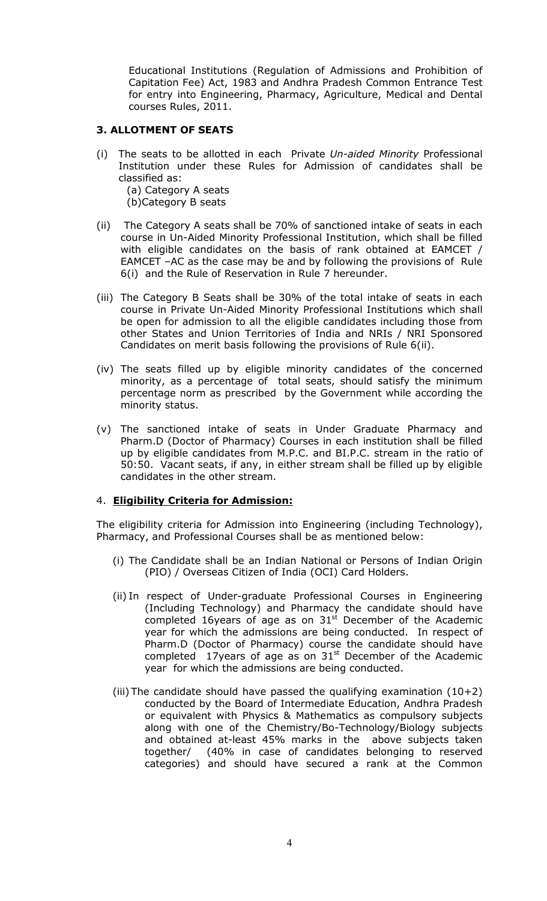Educational Institutions (Regulation of Admissions and Prohibition of Capitation Fee) Act, 1983 and Andhra Pradesh Common Entrance Test for entry into Engineering, Pharmacy, Agriculture, Medical and Dental courses Rules, 2011.

### 3. ALLOTMENT OF SEATS

(i) The seats to be allotted in each Private *Un-aided Minority* Professional Institution under these Rules for Admission of candidates shall be classified as:
 (a) Category A seats
 (b)Category B seats

(ii) The Category A seats shall be 70% of sanctioned intake of seats in each course in Un-Aided Minority Professional Institution, which shall be filled with eligible candidates on the basis of rank obtained at EAMCET / EAMCET –AC as the case may be and by following the provisions of Rule 6(i) and the Rule of Reservation in Rule 7 hereunder.

(iii) The Category B Seats shall be 30% of the total intake of seats in each course in Private Un-Aided Minority Professional Institutions which shall be open for admission to all the eligible candidates including those from other States and Union Territories of India and NRIs / NRI Sponsored Candidates on merit basis following the provisions of Rule 6(ii).

(iv) The seats filled up by eligible minority candidates of the concerned minority, as a percentage of total seats, should satisfy the minimum percentage norm as prescribed by the Government while according the minority status.

(v) The sanctioned intake of seats in Under Graduate Pharmacy and Pharm.D (Doctor of Pharmacy) Courses in each institution shall be filled up by eligible candidates from M.P.C. and BI.P.C. stream in the ratio of 50:50. Vacant seats, if any, in either stream shall be filled up by eligible candidates in the other stream.

### 4. <u>Eligibility Criteria for Admission:</u>

The eligibility criteria for Admission into Engineering (including Technology), Pharmacy, and Professional Courses shall be as mentioned below:

(i) The Candidate shall be an Indian National or Persons of Indian Origin (PIO) / Overseas Citizen of India (OCI) Card Holders.

(ii) In respect of Under-graduate Professional Courses in Engineering (Including Technology) and Pharmacy the candidate should have completed 16years of age as on 31st December of the Academic year for which the admissions are being conducted. In respect of Pharm.D (Doctor of Pharmacy) course the candidate should have completed 17years of age as on 31st December of the Academic year for which the admissions are being conducted.

(iii) The candidate should have passed the qualifying examination (10+2) conducted by the Board of Intermediate Education, Andhra Pradesh or equivalent with Physics & Mathematics as compulsory subjects along with one of the Chemistry/Bo-Technology/Biology subjects and obtained at-least 45% marks in the above subjects taken together/ (40% in case of candidates belonging to reserved categories) and should have secured a rank at the Common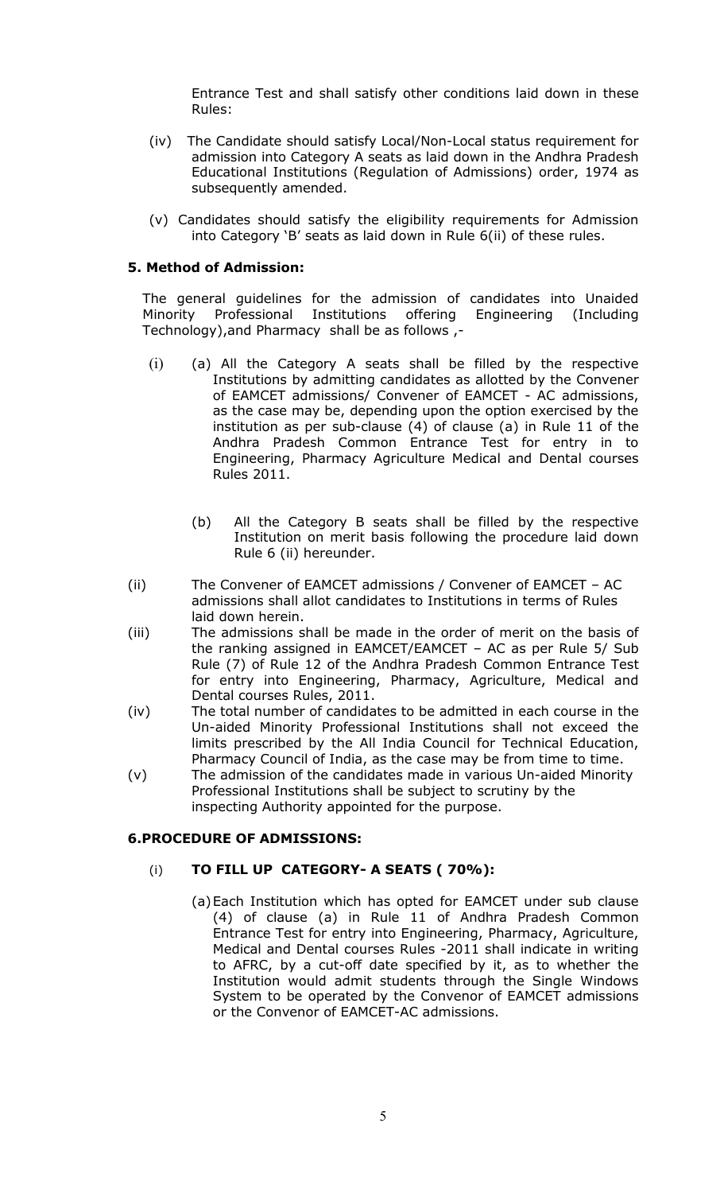Entrance Test and shall satisfy other conditions laid down in these Rules:

(iv) The Candidate should satisfy Local/Non-Local status requirement for admission into Category A seats as laid down in the Andhra Pradesh Educational Institutions (Regulation of Admissions) order, 1974 as subsequently amended.

(v) Candidates should satisfy the eligibility requirements for Admission into Category 'B' seats as laid down in Rule 6(ii) of these rules.

**5. Method of Admission:**

The general guidelines for the admission of candidates into Unaided Minority Professional Institutions offering Engineering (Including Technology),and Pharmacy shall be as follows ,-

(i) (a) All the Category A seats shall be filled by the respective Institutions by admitting candidates as allotted by the Convener of EAMCET admissions/ Convener of EAMCET - AC admissions, as the case may be, depending upon the option exercised by the institution as per sub-clause (4) of clause (a) in Rule 11 of the Andhra Pradesh Common Entrance Test for entry in to Engineering, Pharmacy Agriculture Medical and Dental courses Rules 2011.

(b) All the Category B seats shall be filled by the respective Institution on merit basis following the procedure laid down Rule 6 (ii) hereunder.

(ii) The Convener of EAMCET admissions / Convener of EAMCET – AC admissions shall allot candidates to Institutions in terms of Rules laid down herein.

(iii) The admissions shall be made in the order of merit on the basis of the ranking assigned in EAMCET/EAMCET – AC as per Rule 5/ Sub Rule (7) of Rule 12 of the Andhra Pradesh Common Entrance Test for entry into Engineering, Pharmacy, Agriculture, Medical and Dental courses Rules, 2011.

(iv) The total number of candidates to be admitted in each course in the Un-aided Minority Professional Institutions shall not exceed the limits prescribed by the All India Council for Technical Education, Pharmacy Council of India, as the case may be from time to time.

(v) The admission of the candidates made in various Un-aided Minority Professional Institutions shall be subject to scrutiny by the inspecting Authority appointed for the purpose.

**6.PROCEDURE OF ADMISSIONS:**

(i) **TO FILL UP CATEGORY- A SEATS ( 70%):**

(a) Each Institution which has opted for EAMCET under sub clause (4) of clause (a) in Rule 11 of Andhra Pradesh Common Entrance Test for entry into Engineering, Pharmacy, Agriculture, Medical and Dental courses Rules -2011 shall indicate in writing to AFRC, by a cut-off date specified by it, as to whether the Institution would admit students through the Single Windows System to be operated by the Convenor of EAMCET admissions or the Convenor of EAMCET-AC admissions.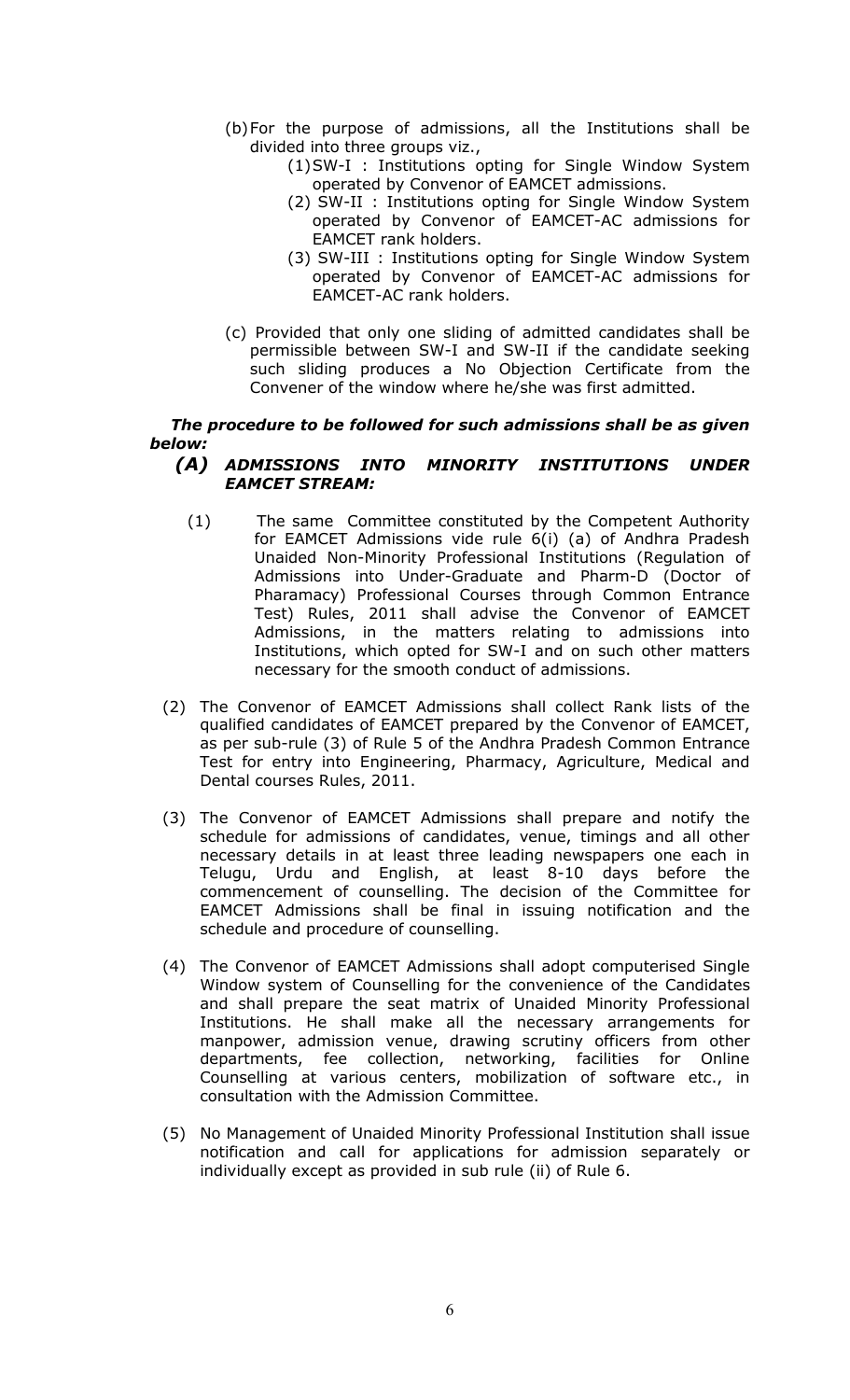(b) For the purpose of admissions, all the Institutions shall be divided into three groups viz.,

   (1) SW-I : Institutions opting for Single Window System operated by Convenor of EAMCET admissions.

   (2) SW-II : Institutions opting for Single Window System operated by Convenor of EAMCET-AC admissions for EAMCET rank holders.

   (3) SW-III : Institutions opting for Single Window System operated by Convenor of EAMCET-AC admissions for EAMCET-AC rank holders.

(c) Provided that only one sliding of admitted candidates shall be permissible between SW-I and SW-II if the candidate seeking such sliding produces a No Objection Certificate from the Convener of the window where he/she was first admitted.

***The procedure to be followed for such admissions shall be as given below:***

### *(A) ADMISSIONS INTO MINORITY INSTITUTIONS UNDER EAMCET STREAM:*

(1) The same Committee constituted by the Competent Authority for EAMCET Admissions vide rule 6(i) (a) of Andhra Pradesh Unaided Non-Minority Professional Institutions (Regulation of Admissions into Under-Graduate and Pharm-D (Doctor of Pharamacy) Professional Courses through Common Entrance Test) Rules, 2011 shall advise the Convenor of EAMCET Admissions, in the matters relating to admissions into Institutions, which opted for SW-I and on such other matters necessary for the smooth conduct of admissions.

(2) The Convenor of EAMCET Admissions shall collect Rank lists of the qualified candidates of EAMCET prepared by the Convenor of EAMCET, as per sub-rule (3) of Rule 5 of the Andhra Pradesh Common Entrance Test for entry into Engineering, Pharmacy, Agriculture, Medical and Dental courses Rules, 2011.

(3) The Convenor of EAMCET Admissions shall prepare and notify the schedule for admissions of candidates, venue, timings and all other necessary details in at least three leading newspapers one each in Telugu, Urdu and English, at least 8-10 days before the commencement of counselling. The decision of the Committee for EAMCET Admissions shall be final in issuing notification and the schedule and procedure of counselling.

(4) The Convenor of EAMCET Admissions shall adopt computerised Single Window system of Counselling for the convenience of the Candidates and shall prepare the seat matrix of Unaided Minority Professional Institutions. He shall make all the necessary arrangements for manpower, admission venue, drawing scrutiny officers from other departments, fee collection, networking, facilities for Online Counselling at various centers, mobilization of software etc., in consultation with the Admission Committee.

(5) No Management of Unaided Minority Professional Institution shall issue notification and call for applications for admission separately or individually except as provided in sub rule (ii) of Rule 6.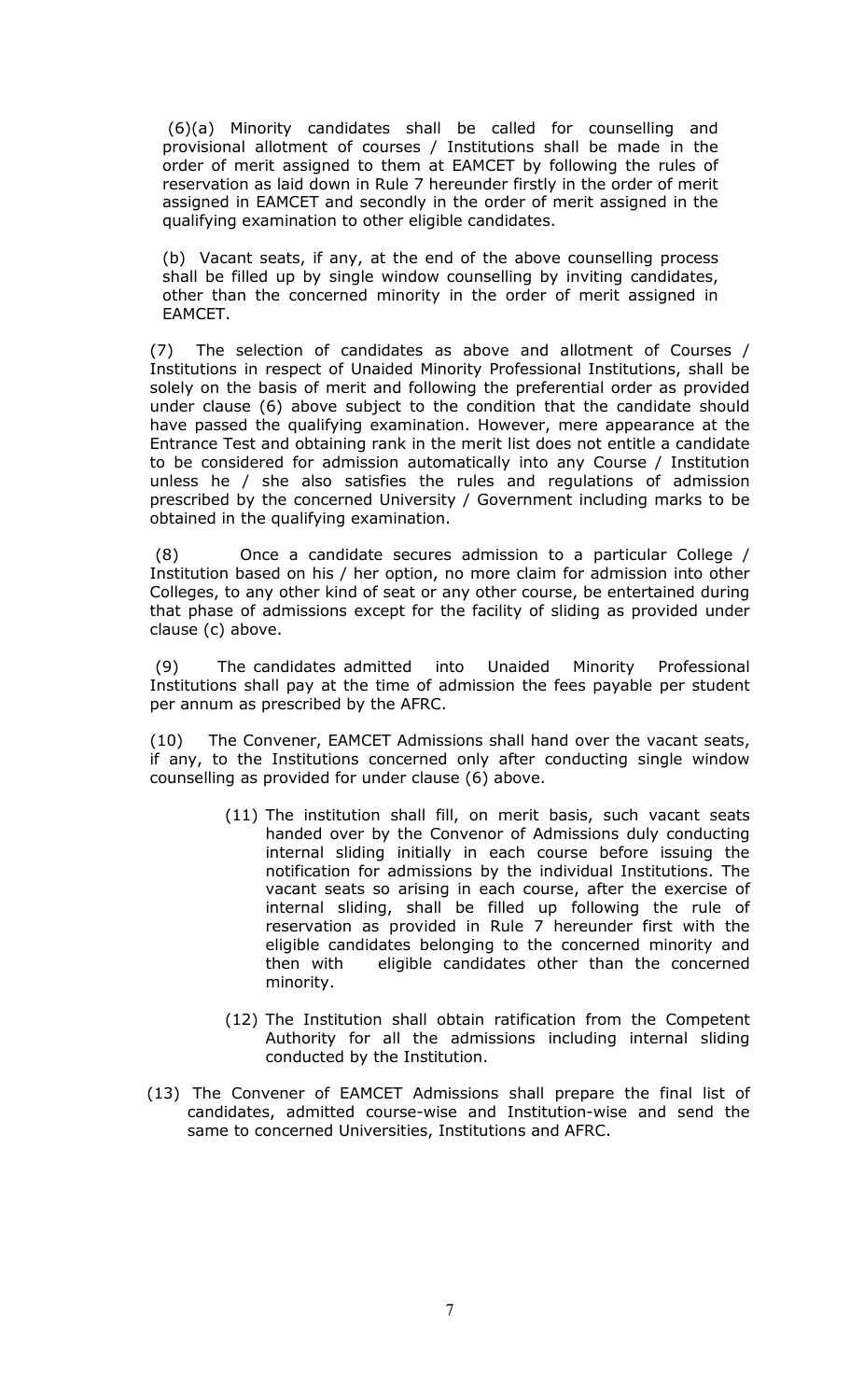(6)(a) Minority candidates shall be called for counselling and provisional allotment of courses / Institutions shall be made in the order of merit assigned to them at EAMCET by following the rules of reservation as laid down in Rule 7 hereunder firstly in the order of merit assigned in EAMCET and secondly in the order of merit assigned in the qualifying examination to other eligible candidates.

(b) Vacant seats, if any, at the end of the above counselling process shall be filled up by single window counselling by inviting candidates, other than the concerned minority in the order of merit assigned in EAMCET.

(7) The selection of candidates as above and allotment of Courses / Institutions in respect of Unaided Minority Professional Institutions, shall be solely on the basis of merit and following the preferential order as provided under clause (6) above subject to the condition that the candidate should have passed the qualifying examination. However, mere appearance at the Entrance Test and obtaining rank in the merit list does not entitle a candidate to be considered for admission automatically into any Course / Institution unless he / she also satisfies the rules and regulations of admission prescribed by the concerned University / Government including marks to be obtained in the qualifying examination.

(8) Once a candidate secures admission to a particular College / Institution based on his / her option, no more claim for admission into other Colleges, to any other kind of seat or any other course, be entertained during that phase of admissions except for the facility of sliding as provided under clause (c) above.

(9) The candidates admitted into Unaided Minority Professional Institutions shall pay at the time of admission the fees payable per student per annum as prescribed by the AFRC.

(10) The Convener, EAMCET Admissions shall hand over the vacant seats, if any, to the Institutions concerned only after conducting single window counselling as provided for under clause (6) above.

(11) The institution shall fill, on merit basis, such vacant seats handed over by the Convenor of Admissions duly conducting internal sliding initially in each course before issuing the notification for admissions by the individual Institutions. The vacant seats so arising in each course, after the exercise of internal sliding, shall be filled up following the rule of reservation as provided in Rule 7 hereunder first with the eligible candidates belonging to the concerned minority and then with eligible candidates other than the concerned minority.

(12) The Institution shall obtain ratification from the Competent Authority for all the admissions including internal sliding conducted by the Institution.

(13) The Convener of EAMCET Admissions shall prepare the final list of candidates, admitted course-wise and Institution-wise and send the same to concerned Universities, Institutions and AFRC.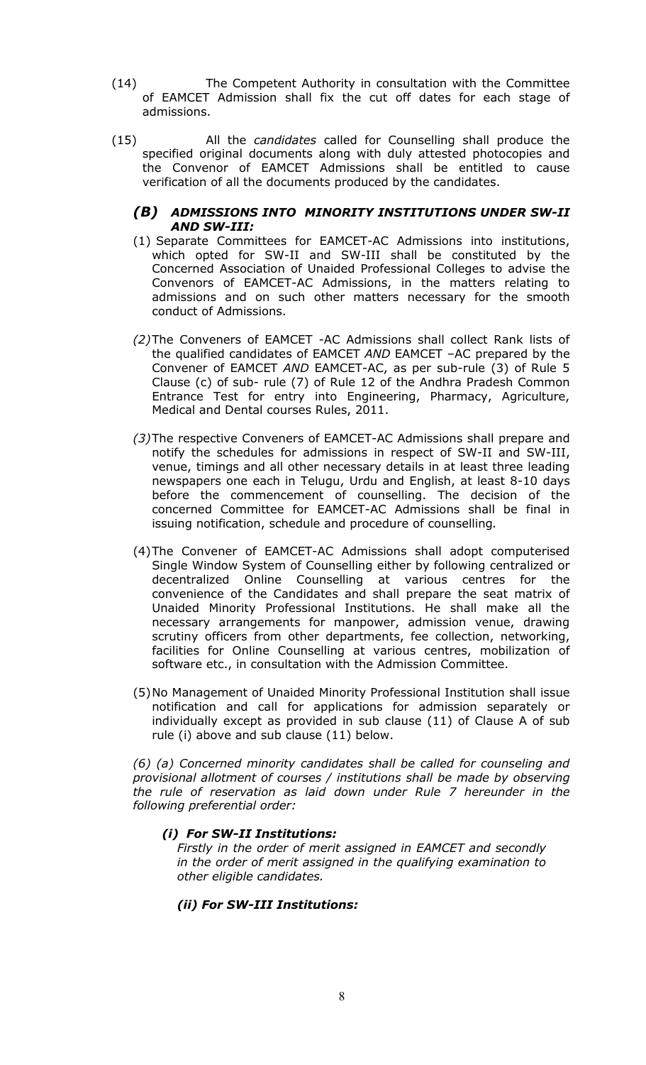(14) The Competent Authority in consultation with the Committee of EAMCET Admission shall fix the cut off dates for each stage of admissions.

(15) All the *candidates* called for Counselling shall produce the specified original documents along with duly attested photocopies and the Convenor of EAMCET Admissions shall be entitled to cause verification of all the documents produced by the candidates.

### *(B) ADMISSIONS INTO MINORITY INSTITUTIONS UNDER SW-II AND SW-III:*

(1) Separate Committees for EAMCET-AC Admissions into institutions, which opted for SW-II and SW-III shall be constituted by the Concerned Association of Unaided Professional Colleges to advise the Convenors of EAMCET-AC Admissions, in the matters relating to admissions and on such other matters necessary for the smooth conduct of Admissions.

*(2)* The Conveners of EAMCET -AC Admissions shall collect Rank lists of the qualified candidates of EAMCET *AND* EAMCET –AC prepared by the Convener of EAMCET *AND* EAMCET-AC, as per sub-rule (3) of Rule 5 Clause (c) of sub- rule (7) of Rule 12 of the Andhra Pradesh Common Entrance Test for entry into Engineering, Pharmacy, Agriculture, Medical and Dental courses Rules, 2011.

*(3)* The respective Conveners of EAMCET-AC Admissions shall prepare and notify the schedules for admissions in respect of SW-II and SW-III, venue, timings and all other necessary details in at least three leading newspapers one each in Telugu, Urdu and English, at least 8-10 days before the commencement of counselling. The decision of the concerned Committee for EAMCET-AC Admissions shall be final in issuing notification, schedule and procedure of counselling*.*

(4) The Convener of EAMCET-AC Admissions shall adopt computerised Single Window System of Counselling either by following centralized or decentralized Online Counselling at various centres for the convenience of the Candidates and shall prepare the seat matrix of Unaided Minority Professional Institutions. He shall make all the necessary arrangements for manpower, admission venue, drawing scrutiny officers from other departments, fee collection, networking, facilities for Online Counselling at various centres, mobilization of software etc., in consultation with the Admission Committee.

(5) No Management of Unaided Minority Professional Institution shall issue notification and call for applications for admission separately or individually except as provided in sub clause (11) of Clause A of sub rule (i) above and sub clause (11) below.

*(6) (a) Concerned minority candidates shall be called for counseling and provisional allotment of courses / institutions shall be made by observing the rule of reservation as laid down under Rule 7 hereunder in the following preferential order:*

***(i) For SW-II Institutions:***

*Firstly in the order of merit assigned in EAMCET and secondly in the order of merit assigned in the qualifying examination to other eligible candidates.*

***(ii) For SW-III Institutions:***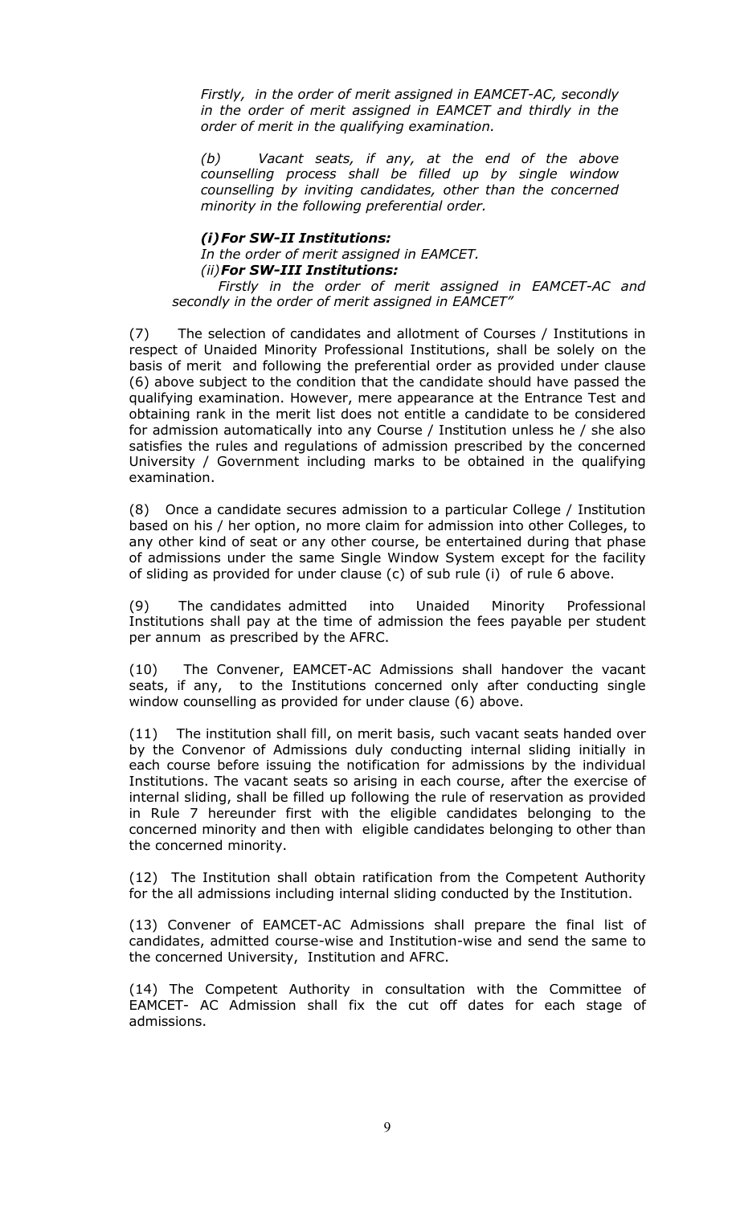*Firstly, in the order of merit assigned in EAMCET-AC, secondly in the order of merit assigned in EAMCET and thirdly in the order of merit in the qualifying examination.*

*(b) Vacant seats, if any, at the end of the above counselling process shall be filled up by single window counselling by inviting candidates, other than the concerned minority in the following preferential order.*

***(i) For SW-II Institutions:***
*In the order of merit assigned in EAMCET.*
*(ii)* ***For SW-III Institutions:***
*Firstly in the order of merit assigned in EAMCET-AC and secondly in the order of merit assigned in EAMCET"*

(7) The selection of candidates and allotment of Courses / Institutions in respect of Unaided Minority Professional Institutions, shall be solely on the basis of merit and following the preferential order as provided under clause (6) above subject to the condition that the candidate should have passed the qualifying examination. However, mere appearance at the Entrance Test and obtaining rank in the merit list does not entitle a candidate to be considered for admission automatically into any Course / Institution unless he / she also satisfies the rules and regulations of admission prescribed by the concerned University / Government including marks to be obtained in the qualifying examination.

(8) Once a candidate secures admission to a particular College / Institution based on his / her option, no more claim for admission into other Colleges, to any other kind of seat or any other course, be entertained during that phase of admissions under the same Single Window System except for the facility of sliding as provided for under clause (c) of sub rule (i) of rule 6 above.

(9) The candidates admitted into Unaided Minority Professional Institutions shall pay at the time of admission the fees payable per student per annum as prescribed by the AFRC.

(10) The Convener, EAMCET-AC Admissions shall handover the vacant seats, if any, to the Institutions concerned only after conducting single window counselling as provided for under clause (6) above.

(11) The institution shall fill, on merit basis, such vacant seats handed over by the Convenor of Admissions duly conducting internal sliding initially in each course before issuing the notification for admissions by the individual Institutions. The vacant seats so arising in each course, after the exercise of internal sliding, shall be filled up following the rule of reservation as provided in Rule 7 hereunder first with the eligible candidates belonging to the concerned minority and then with eligible candidates belonging to other than the concerned minority.

(12) The Institution shall obtain ratification from the Competent Authority for the all admissions including internal sliding conducted by the Institution.

(13) Convener of EAMCET-AC Admissions shall prepare the final list of candidates, admitted course-wise and Institution-wise and send the same to the concerned University, Institution and AFRC.

(14) The Competent Authority in consultation with the Committee of EAMCET- AC Admission shall fix the cut off dates for each stage of admissions.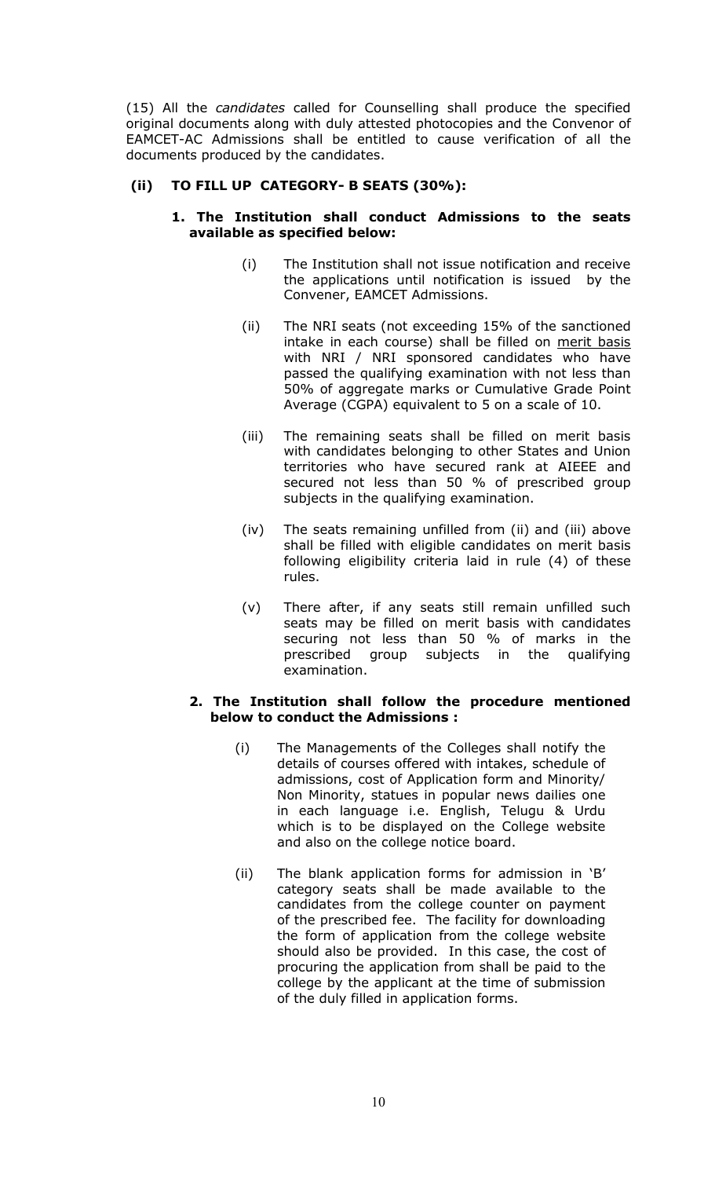(15) All the *candidates* called for Counselling shall produce the specified original documents along with duly attested photocopies and the Convenor of EAMCET-AC Admissions shall be entitled to cause verification of all the documents produced by the candidates.

### (ii) TO FILL UP CATEGORY- B SEATS (30%):

**1. The Institution shall conduct Admissions to the seats available as specified below:**

(i) The Institution shall not issue notification and receive the applications until notification is issued by the Convener, EAMCET Admissions.

(ii) The NRI seats (not exceeding 15% of the sanctioned intake in each course) shall be filled on merit basis with NRI / NRI sponsored candidates who have passed the qualifying examination with not less than 50% of aggregate marks or Cumulative Grade Point Average (CGPA) equivalent to 5 on a scale of 10.

(iii) The remaining seats shall be filled on merit basis with candidates belonging to other States and Union territories who have secured rank at AIEEE and secured not less than 50 % of prescribed group subjects in the qualifying examination.

(iv) The seats remaining unfilled from (ii) and (iii) above shall be filled with eligible candidates on merit basis following eligibility criteria laid in rule (4) of these rules.

(v) There after, if any seats still remain unfilled such seats may be filled on merit basis with candidates securing not less than 50 % of marks in the prescribed group subjects in the qualifying examination.

**2. The Institution shall follow the procedure mentioned below to conduct the Admissions :**

(i) The Managements of the Colleges shall notify the details of courses offered with intakes, schedule of admissions, cost of Application form and Minority/ Non Minority, statues in popular news dailies one in each language i.e. English, Telugu & Urdu which is to be displayed on the College website and also on the college notice board.

(ii) The blank application forms for admission in 'B' category seats shall be made available to the candidates from the college counter on payment of the prescribed fee. The facility for downloading the form of application from the college website should also be provided. In this case, the cost of procuring the application from shall be paid to the college by the applicant at the time of submission of the duly filled in application forms.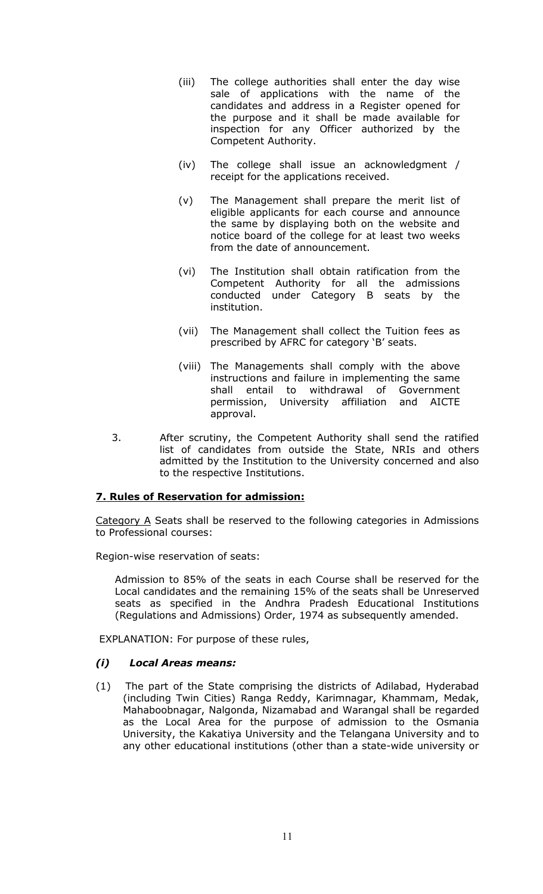(iii) The college authorities shall enter the day wise sale of applications with the name of the candidates and address in a Register opened for the purpose and it shall be made available for inspection for any Officer authorized by the Competent Authority.

(iv) The college shall issue an acknowledgment / receipt for the applications received.

(v) The Management shall prepare the merit list of eligible applicants for each course and announce the same by displaying both on the website and notice board of the college for at least two weeks from the date of announcement.

(vi) The Institution shall obtain ratification from the Competent Authority for all the admissions conducted under Category B seats by the institution.

(vii) The Management shall collect the Tuition fees as prescribed by AFRC for category 'B' seats.

(viii) The Managements shall comply with the above instructions and failure in implementing the same shall entail to withdrawal of Government permission, University affiliation and AICTE approval.

3. After scrutiny, the Competent Authority shall send the ratified list of candidates from outside the State, NRIs and others admitted by the Institution to the University concerned and also to the respective Institutions.

**7. Rules of Reservation for admission:**

Category A Seats shall be reserved to the following categories in Admissions to Professional courses:

Region-wise reservation of seats:

Admission to 85% of the seats in each Course shall be reserved for the Local candidates and the remaining 15% of the seats shall be Unreserved seats as specified in the Andhra Pradesh Educational Institutions (Regulations and Admissions) Order, 1974 as subsequently amended.

EXPLANATION: For purpose of these rules,

***(i) Local Areas means:***

(1) The part of the State comprising the districts of Adilabad, Hyderabad (including Twin Cities) Ranga Reddy, Karimnagar, Khammam, Medak, Mahaboobnagar, Nalgonda, Nizamabad and Warangal shall be regarded as the Local Area for the purpose of admission to the Osmania University, the Kakatiya University and the Telangana University and to any other educational institutions (other than a state-wide university or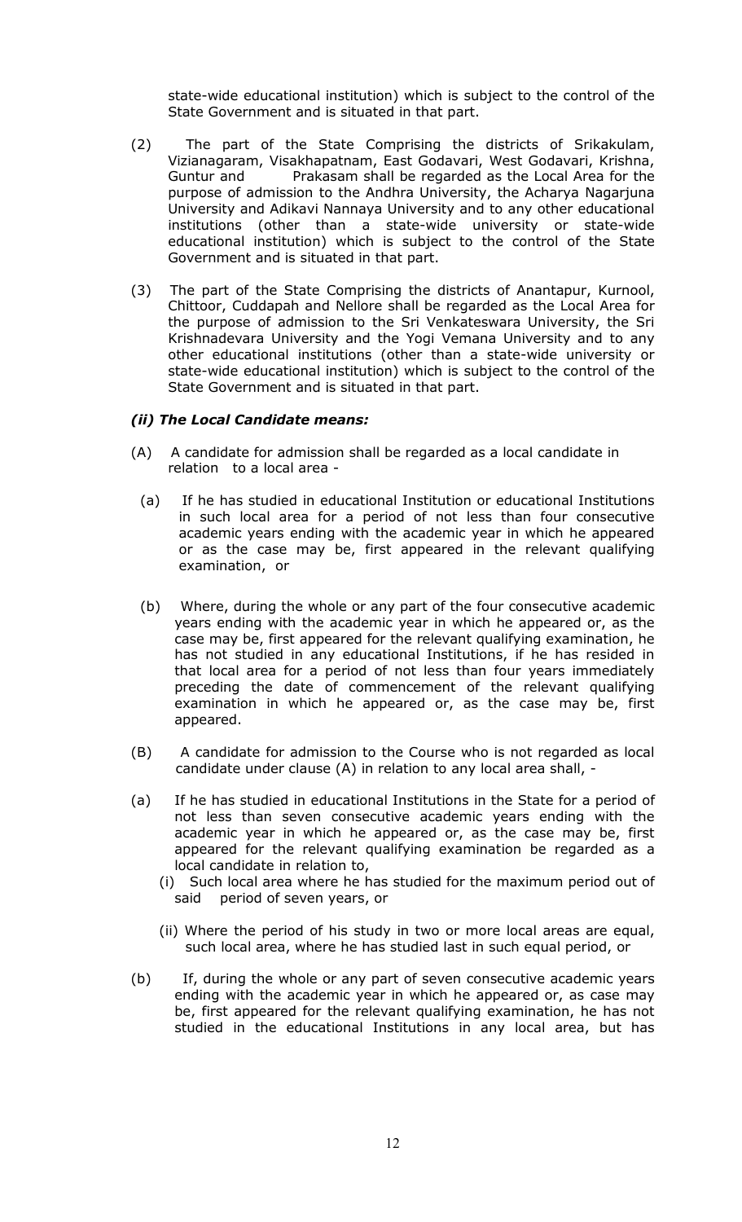state-wide educational institution) which is subject to the control of the State Government and is situated in that part.

(2) The part of the State Comprising the districts of Srikakulam, Vizianagaram, Visakhapatnam, East Godavari, West Godavari, Krishna, Guntur and Prakasam shall be regarded as the Local Area for the purpose of admission to the Andhra University, the Acharya Nagarjuna University and Adikavi Nannaya University and to any other educational institutions (other than a state-wide university or state-wide educational institution) which is subject to the control of the State Government and is situated in that part.

(3) The part of the State Comprising the districts of Anantapur, Kurnool, Chittoor, Cuddapah and Nellore shall be regarded as the Local Area for the purpose of admission to the Sri Venkateswara University, the Sri Krishnadevara University and the Yogi Vemana University and to any other educational institutions (other than a state-wide university or state-wide educational institution) which is subject to the control of the State Government and is situated in that part.

***(ii) The Local Candidate means:***

(A) A candidate for admission shall be regarded as a local candidate in relation to a local area -

(a) If he has studied in educational Institution or educational Institutions in such local area for a period of not less than four consecutive academic years ending with the academic year in which he appeared or as the case may be, first appeared in the relevant qualifying examination, or

(b) Where, during the whole or any part of the four consecutive academic years ending with the academic year in which he appeared or, as the case may be, first appeared for the relevant qualifying examination, he has not studied in any educational Institutions, if he has resided in that local area for a period of not less than four years immediately preceding the date of commencement of the relevant qualifying examination in which he appeared or, as the case may be, first appeared.

(B) A candidate for admission to the Course who is not regarded as local candidate under clause (A) in relation to any local area shall, -

(a) If he has studied in educational Institutions in the State for a period of not less than seven consecutive academic years ending with the academic year in which he appeared or, as the case may be, first appeared for the relevant qualifying examination be regarded as a local candidate in relation to,

(i) Such local area where he has studied for the maximum period out of said period of seven years, or

(ii) Where the period of his study in two or more local areas are equal, such local area, where he has studied last in such equal period, or

(b) If, during the whole or any part of seven consecutive academic years ending with the academic year in which he appeared or, as case may be, first appeared for the relevant qualifying examination, he has not studied in the educational Institutions in any local area, but has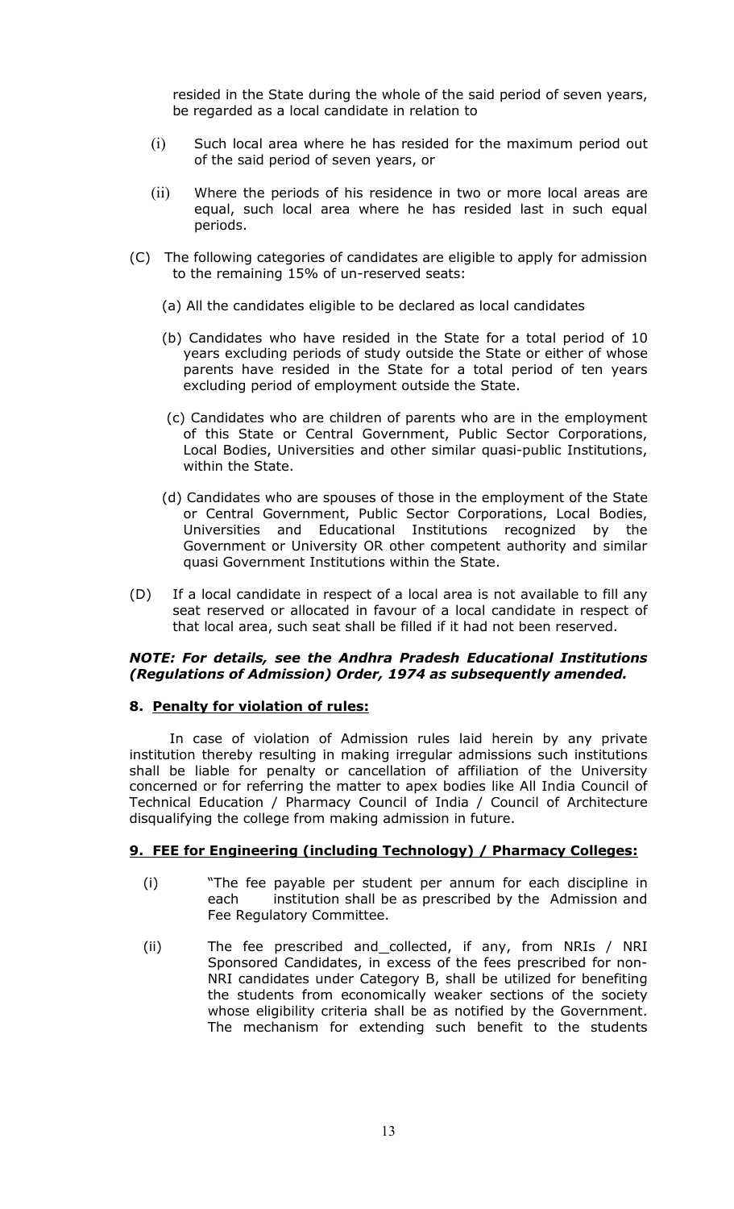resided in the State during the whole of the said period of seven years, be regarded as a local candidate in relation to

(i) Such local area where he has resided for the maximum period out of the said period of seven years, or

(ii) Where the periods of his residence in two or more local areas are equal, such local area where he has resided last in such equal periods.

(C) The following categories of candidates are eligible to apply for admission to the remaining 15% of un-reserved seats:

(a) All the candidates eligible to be declared as local candidates

(b) Candidates who have resided in the State for a total period of 10 years excluding periods of study outside the State or either of whose parents have resided in the State for a total period of ten years excluding period of employment outside the State.

(c) Candidates who are children of parents who are in the employment of this State or Central Government, Public Sector Corporations, Local Bodies, Universities and other similar quasi-public Institutions, within the State.

(d) Candidates who are spouses of those in the employment of the State or Central Government, Public Sector Corporations, Local Bodies, Universities and Educational Institutions recognized by the Government or University OR other competent authority and similar quasi Government Institutions within the State.

(D) If a local candidate in respect of a local area is not available to fill any seat reserved or allocated in favour of a local candidate in respect of that local area, such seat shall be filled if it had not been reserved.

***NOTE: For details, see the Andhra Pradesh Educational Institutions (Regulations of Admission) Order, 1974 as subsequently amended.***

## 8. Penalty for violation of rules:

In case of violation of Admission rules laid herein by any private institution thereby resulting in making irregular admissions such institutions shall be liable for penalty or cancellation of affiliation of the University concerned or for referring the matter to apex bodies like All India Council of Technical Education / Pharmacy Council of India / Council of Architecture disqualifying the college from making admission in future.

## 9. FEE for Engineering (including Technology) / Pharmacy Colleges:

(i) "The fee payable per student per annum for each discipline in each institution shall be as prescribed by the Admission and Fee Regulatory Committee.

(ii) The fee prescribed and collected, if any, from NRIs / NRI Sponsored Candidates, in excess of the fees prescribed for non-NRI candidates under Category B, shall be utilized for benefiting the students from economically weaker sections of the society whose eligibility criteria shall be as notified by the Government. The mechanism for extending such benefit to the students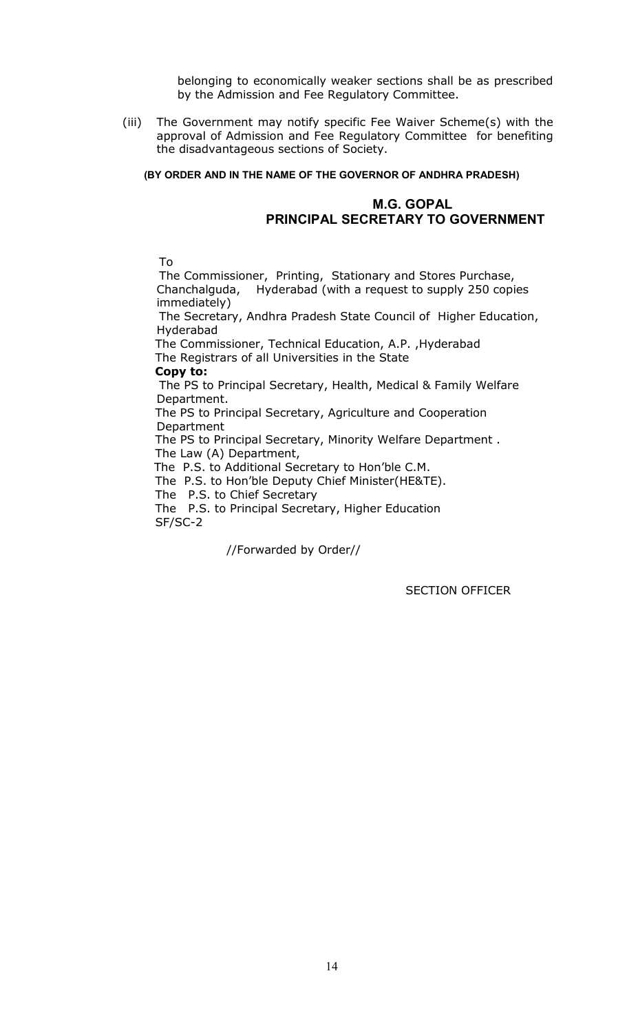belonging to economically weaker sections shall be as prescribed by the Admission and Fee Regulatory Committee.

(iii) The Government may notify specific Fee Waiver Scheme(s) with the approval of Admission and Fee Regulatory Committee for benefiting the disadvantageous sections of Society.

**(BY ORDER AND IN THE NAME OF THE GOVERNOR OF ANDHRA PRADESH)**

**M.G. GOPAL**
**PRINCIPAL SECRETARY TO GOVERNMENT**

To
The Commissioner, Printing, Stationary and Stores Purchase, Chanchalguda, Hyderabad (with a request to supply 250 copies immediately)
The Secretary, Andhra Pradesh State Council of Higher Education, Hyderabad
The Commissioner, Technical Education, A.P. ,Hyderabad
The Registrars of all Universities in the State

**Copy to:**
The PS to Principal Secretary, Health, Medical & Family Welfare Department.
The PS to Principal Secretary, Agriculture and Cooperation Department
The PS to Principal Secretary, Minority Welfare Department .
The Law (A) Department,
The P.S. to Additional Secretary to Hon'ble C.M.
The P.S. to Hon'ble Deputy Chief Minister(HE&TE).
The P.S. to Chief Secretary
The P.S. to Principal Secretary, Higher Education
SF/SC-2

//Forwarded by Order//

SECTION OFFICER